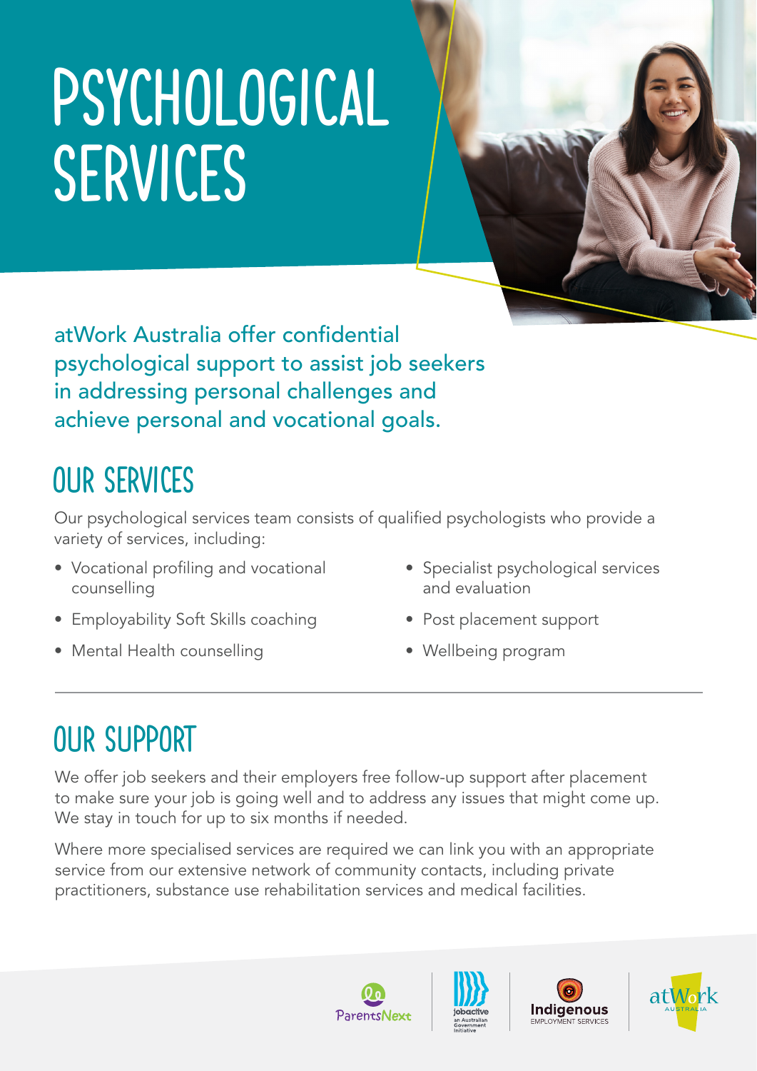# PSYCHOLOGICAL SERVICES

atWork Australia offer confidential psychological support to assist job seekers in addressing personal challenges and achieve personal and vocational goals.

## OUR SERVICES

Our psychological services team consists of qualified psychologists who provide a variety of services, including:

- Vocational profiling and vocational counselling
- Employability Soft Skills coaching
- Mental Health counselling
- Specialist psychological services and evaluation
- Post placement support
- Wellbeing program

## OUR SUPPORT

We offer job seekers and their employers free follow-up support after placement to make sure your job is going well and to address any issues that might come up. We stay in touch for up to six months if needed.

Where more specialised services are required we can link you with an appropriate service from our extensive network of community contacts, including private practitioners, substance use rehabilitation services and medical facilities.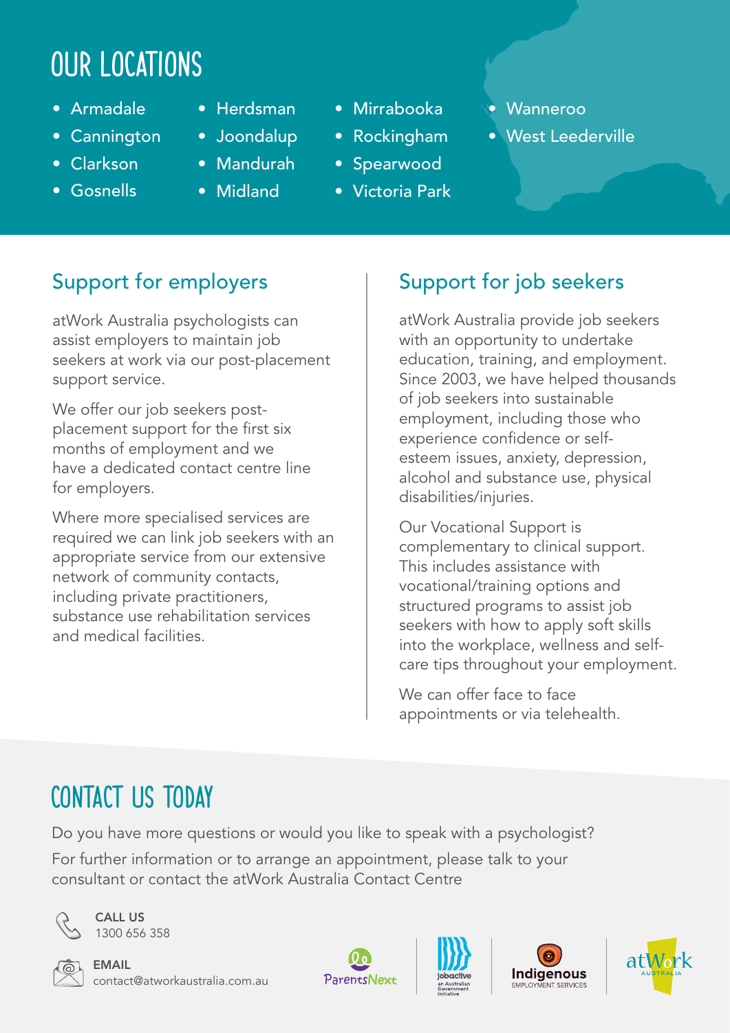# OUR LOCATIONS

- Armadale
- Cannington
- Clarkson
- Gosnells
- Herdsman
- Joondalup
- Mandurah
- Midland
- Mirrabooka
- Rockingham
- Spearwood
- Victoria Park
- Wanneroo
- West Leederville

## Support for employers

atWork Australia psychologists can assist employers to maintain job seekers at work via our post-placement support service.

We offer our job seekers post-placement support for the first six months of employment and we have a dedicated contact centre line for employers.

Where more specialised services are required we can link job seekers with an appropriate service from our extensive network of community contacts, including private practitioners, substance use rehabilitation services and medical facilities.

## Support for job seekers

atWork Australia provide job seekers with an opportunity to undertake education, training, and employment. Since 2003, we have helped thousands of job seekers into sustainable employment, including those who experience confidence or self-esteem issues, anxiety, depression, alcohol and substance use, physical disabilities/injuries.

Our Vocational Support is complementary to clinical support. This includes assistance with vocational/training options and structured programs to assist job seekers with how to apply soft skills into the workplace, wellness and self-care tips throughout your employment.

We can offer face to face appointments or via telehealth.

# CONTACT US TODAY

Do you have more questions or would you like to speak with a psychologist?

For further information or to arrange an appointment, please talk to your consultant or contact the atWork Australia Contact Centre

**CALL US**
1300 656 358

**EMAIL**
contact@atworkaustralia.com.au

ParentsNext | jobactive an Australian Government Initiative | Indigenous EMPLOYMENT SERVICES | atWork AUSTRALIA